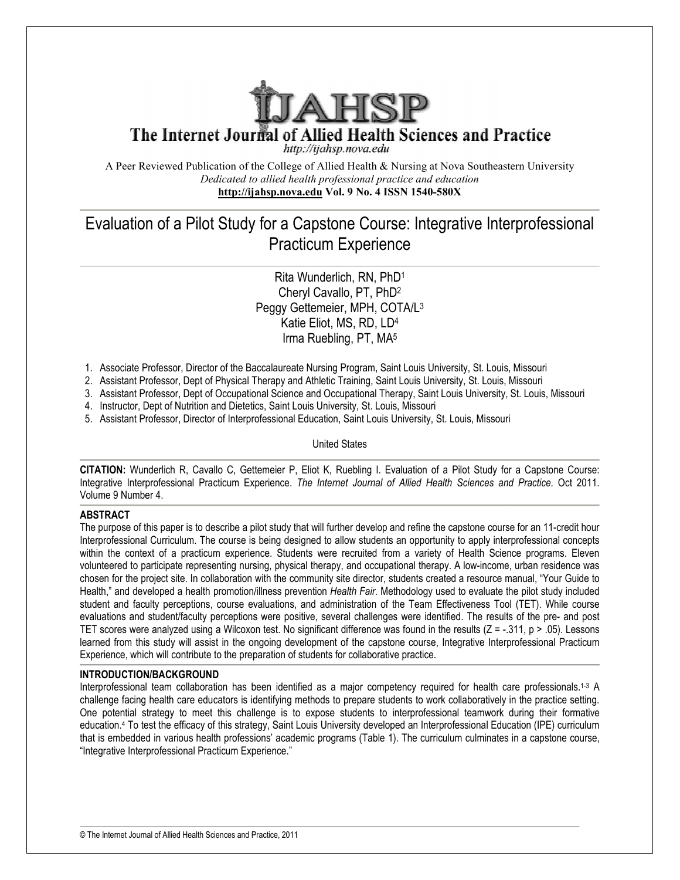# The Internet Journal of Allied Health Sciences and Practice

http://ijahsp.nova.edu

A Peer Reviewed Publication of the College of Allied Health & Nursing at Nova Southeastern University
*Dedicated to allied health professional practice and education*
**http://ijahsp.nova.edu Vol. 9 No. 4 ISSN 1540-580X**

## Evaluation of a Pilot Study for a Capstone Course: Integrative Interprofessional Practicum Experience

Rita Wunderlich, RN, PhD[1]
Cheryl Cavallo, PT, PhD[2]
Peggy Gettemeier, MPH, COTA/L[3]
Katie Eliot, MS, RD, LD[4]
Irma Ruebling, PT, MA[5]

1. Associate Professor, Director of the Baccalaureate Nursing Program, Saint Louis University, St. Louis, Missouri
2. Assistant Professor, Dept of Physical Therapy and Athletic Training, Saint Louis University, St. Louis, Missouri
3. Assistant Professor, Dept of Occupational Science and Occupational Therapy, Saint Louis University, St. Louis, Missouri
4. Instructor, Dept of Nutrition and Dietetics, Saint Louis University, St. Louis, Missouri
5. Assistant Professor, Director of Interprofessional Education, Saint Louis University, St. Louis, Missouri

United States

**CITATION:** Wunderlich R, Cavallo C, Gettemeier P, Eliot K, Ruebling I. Evaluation of a Pilot Study for a Capstone Course: Integrative Interprofessional Practicum Experience. *The Internet Journal of Allied Health Sciences and Practice.* Oct 2011. Volume 9 Number 4.

### ABSTRACT

The purpose of this paper is to describe a pilot study that will further develop and refine the capstone course for an 11-credit hour Interprofessional Curriculum. The course is being designed to allow students an opportunity to apply interprofessional concepts within the context of a practicum experience. Students were recruited from a variety of Health Science programs. Eleven volunteered to participate representing nursing, physical therapy, and occupational therapy. A low-income, urban residence was chosen for the project site. In collaboration with the community site director, students created a resource manual, "Your Guide to Health," and developed a health promotion/illness prevention *Health Fair*. Methodology used to evaluate the pilot study included student and faculty perceptions, course evaluations, and administration of the Team Effectiveness Tool (TET). While course evaluations and student/faculty perceptions were positive, several challenges were identified. The results of the pre- and post TET scores were analyzed using a Wilcoxon test. No significant difference was found in the results ($Z = -.311$, $p > .05$). Lessons learned from this study will assist in the ongoing development of the capstone course, Integrative Interprofessional Practicum Experience, which will contribute to the preparation of students for collaborative practice.

### INTRODUCTION/BACKGROUND

Interprofessional team collaboration has been identified as a major competency required for health care professionals.[1-3] A challenge facing health care educators is identifying methods to prepare students to work collaboratively in the practice setting. One potential strategy to meet this challenge is to expose students to interprofessional teamwork during their formative education.[4] To test the efficacy of this strategy, Saint Louis University developed an Interprofessional Education (IPE) curriculum that is embedded in various health professions' academic programs (Table 1). The curriculum culminates in a capstone course, "Integrative Interprofessional Practicum Experience."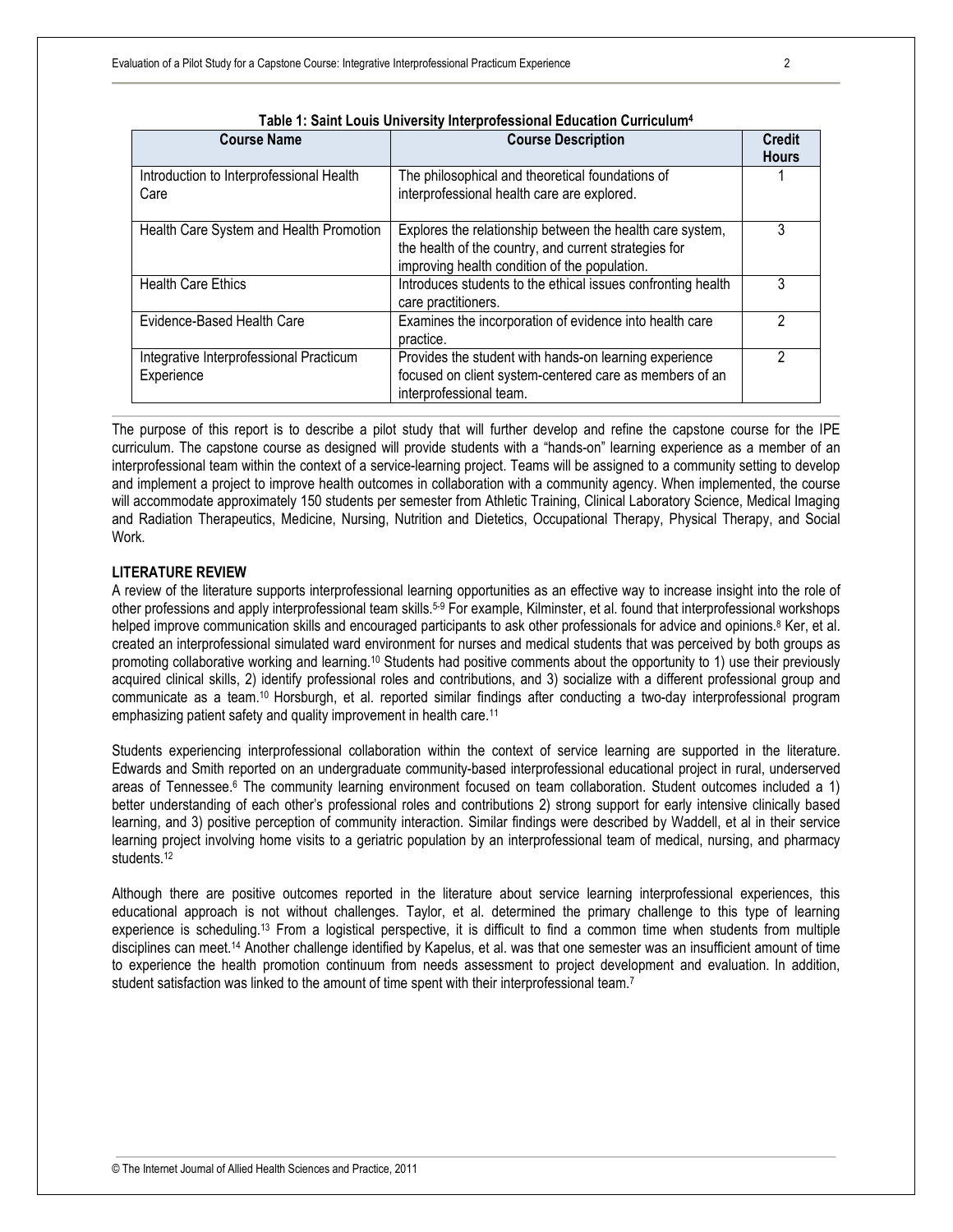**Table 1: Saint Louis University Interprofessional Education Curriculum[4]**

| Course Name | Course Description | Credit Hours |
|---|---|---|
| Introduction to Interprofessional Health Care | The philosophical and theoretical foundations of interprofessional health care are explored. | 1 |
| Health Care System and Health Promotion | Explores the relationship between the health care system, the health of the country, and current strategies for improving health condition of the population. | 3 |
| Health Care Ethics | Introduces students to the ethical issues confronting health care practitioners. | 3 |
| Evidence-Based Health Care | Examines the incorporation of evidence into health care practice. | 2 |
| Integrative Interprofessional Practicum Experience | Provides the student with hands-on learning experience focused on client system-centered care as members of an interprofessional team. | 2 |

The purpose of this report is to describe a pilot study that will further develop and refine the capstone course for the IPE curriculum. The capstone course as designed will provide students with a "hands-on" learning experience as a member of an interprofessional team within the context of a service-learning project. Teams will be assigned to a community setting to develop and implement a project to improve health outcomes in collaboration with a community agency. When implemented, the course will accommodate approximately 150 students per semester from Athletic Training, Clinical Laboratory Science, Medical Imaging and Radiation Therapeutics, Medicine, Nursing, Nutrition and Dietetics, Occupational Therapy, Physical Therapy, and Social Work.

## LITERATURE REVIEW

A review of the literature supports interprofessional learning opportunities as an effective way to increase insight into the role of other professions and apply interprofessional team skills.[5-9] For example, Kilminster, et al. found that interprofessional workshops helped improve communication skills and encouraged participants to ask other professionals for advice and opinions.[8] Ker, et al. created an interprofessional simulated ward environment for nurses and medical students that was perceived by both groups as promoting collaborative working and learning.[10] Students had positive comments about the opportunity to 1) use their previously acquired clinical skills, 2) identify professional roles and contributions, and 3) socialize with a different professional group and communicate as a team.[10] Horsburgh, et al. reported similar findings after conducting a two-day interprofessional program emphasizing patient safety and quality improvement in health care.[11]

Students experiencing interprofessional collaboration within the context of service learning are supported in the literature. Edwards and Smith reported on an undergraduate community-based interprofessional educational project in rural, underserved areas of Tennessee.[6] The community learning environment focused on team collaboration. Student outcomes included a 1) better understanding of each other's professional roles and contributions 2) strong support for early intensive clinically based learning, and 3) positive perception of community interaction. Similar findings were described by Waddell, et al in their service learning project involving home visits to a geriatric population by an interprofessional team of medical, nursing, and pharmacy students.[12]

Although there are positive outcomes reported in the literature about service learning interprofessional experiences, this educational approach is not without challenges. Taylor, et al. determined the primary challenge to this type of learning experience is scheduling.[13] From a logistical perspective, it is difficult to find a common time when students from multiple disciplines can meet.[14] Another challenge identified by Kapelus, et al. was that one semester was an insufficient amount of time to experience the health promotion continuum from needs assessment to project development and evaluation. In addition, student satisfaction was linked to the amount of time spent with their interprofessional team.[7]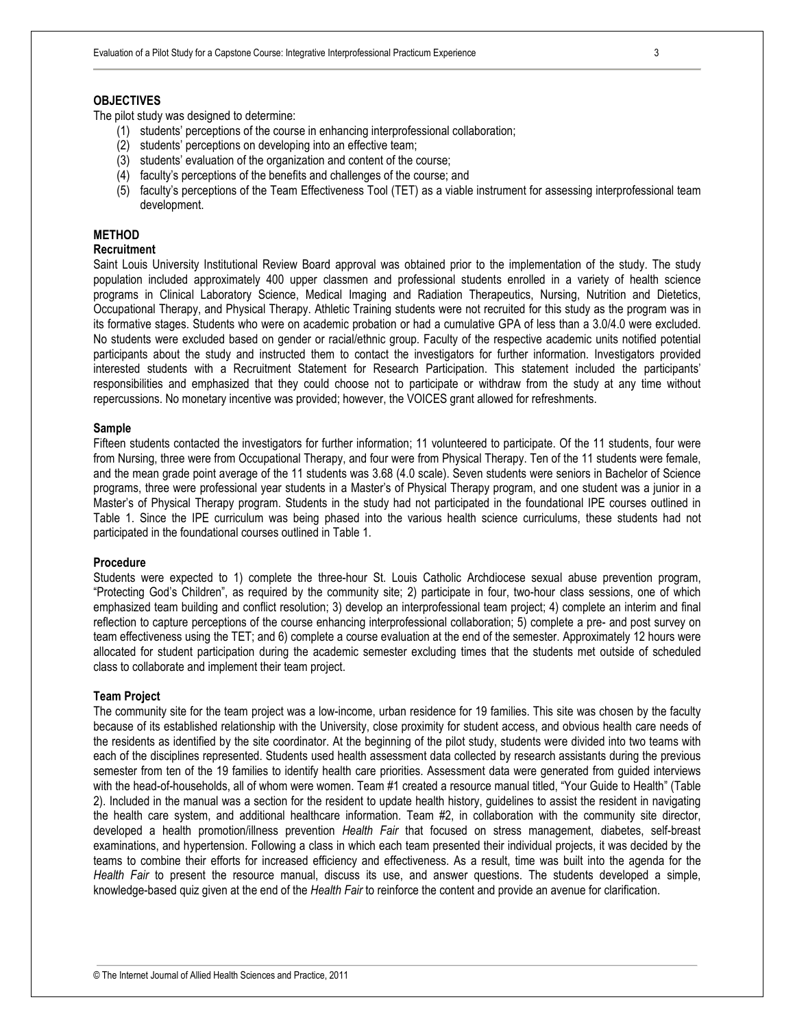## OBJECTIVES

The pilot study was designed to determine:

(1) students' perceptions of the course in enhancing interprofessional collaboration;
(2) students' perceptions on developing into an effective team;
(3) students' evaluation of the organization and content of the course;
(4) faculty's perceptions of the benefits and challenges of the course; and
(5) faculty's perceptions of the Team Effectiveness Tool (TET) as a viable instrument for assessing interprofessional team development.

## METHOD

### Recruitment

Saint Louis University Institutional Review Board approval was obtained prior to the implementation of the study. The study population included approximately 400 upper classmen and professional students enrolled in a variety of health science programs in Clinical Laboratory Science, Medical Imaging and Radiation Therapeutics, Nursing, Nutrition and Dietetics, Occupational Therapy, and Physical Therapy. Athletic Training students were not recruited for this study as the program was in its formative stages. Students who were on academic probation or had a cumulative GPA of less than a 3.0/4.0 were excluded. No students were excluded based on gender or racial/ethnic group. Faculty of the respective academic units notified potential participants about the study and instructed them to contact the investigators for further information. Investigators provided interested students with a Recruitment Statement for Research Participation. This statement included the participants' responsibilities and emphasized that they could choose not to participate or withdraw from the study at any time without repercussions. No monetary incentive was provided; however, the VOICES grant allowed for refreshments.

### Sample

Fifteen students contacted the investigators for further information; 11 volunteered to participate. Of the 11 students, four were from Nursing, three were from Occupational Therapy, and four were from Physical Therapy. Ten of the 11 students were female, and the mean grade point average of the 11 students was 3.68 (4.0 scale). Seven students were seniors in Bachelor of Science programs, three were professional year students in a Master's of Physical Therapy program, and one student was a junior in a Master's of Physical Therapy program. Students in the study had not participated in the foundational IPE courses outlined in Table 1. Since the IPE curriculum was being phased into the various health science curriculums, these students had not participated in the foundational courses outlined in Table 1.

### Procedure

Students were expected to 1) complete the three-hour St. Louis Catholic Archdiocese sexual abuse prevention program, "Protecting God's Children", as required by the community site; 2) participate in four, two-hour class sessions, one of which emphasized team building and conflict resolution; 3) develop an interprofessional team project; 4) complete an interim and final reflection to capture perceptions of the course enhancing interprofessional collaboration; 5) complete a pre- and post survey on team effectiveness using the TET; and 6) complete a course evaluation at the end of the semester. Approximately 12 hours were allocated for student participation during the academic semester excluding times that the students met outside of scheduled class to collaborate and implement their team project.

### Team Project

The community site for the team project was a low-income, urban residence for 19 families. This site was chosen by the faculty because of its established relationship with the University, close proximity for student access, and obvious health care needs of the residents as identified by the site coordinator. At the beginning of the pilot study, students were divided into two teams with each of the disciplines represented. Students used health assessment data collected by research assistants during the previous semester from ten of the 19 families to identify health care priorities. Assessment data were generated from guided interviews with the head-of-households, all of whom were women. Team #1 created a resource manual titled, "Your Guide to Health" (Table 2). Included in the manual was a section for the resident to update health history, guidelines to assist the resident in navigating the health care system, and additional healthcare information. Team #2, in collaboration with the community site director, developed a health promotion/illness prevention *Health Fair* that focused on stress management, diabetes, self-breast examinations, and hypertension. Following a class in which each team presented their individual projects, it was decided by the teams to combine their efforts for increased efficiency and effectiveness. As a result, time was built into the agenda for the *Health Fair* to present the resource manual, discuss its use, and answer questions. The students developed a simple, knowledge-based quiz given at the end of the *Health Fair* to reinforce the content and provide an avenue for clarification.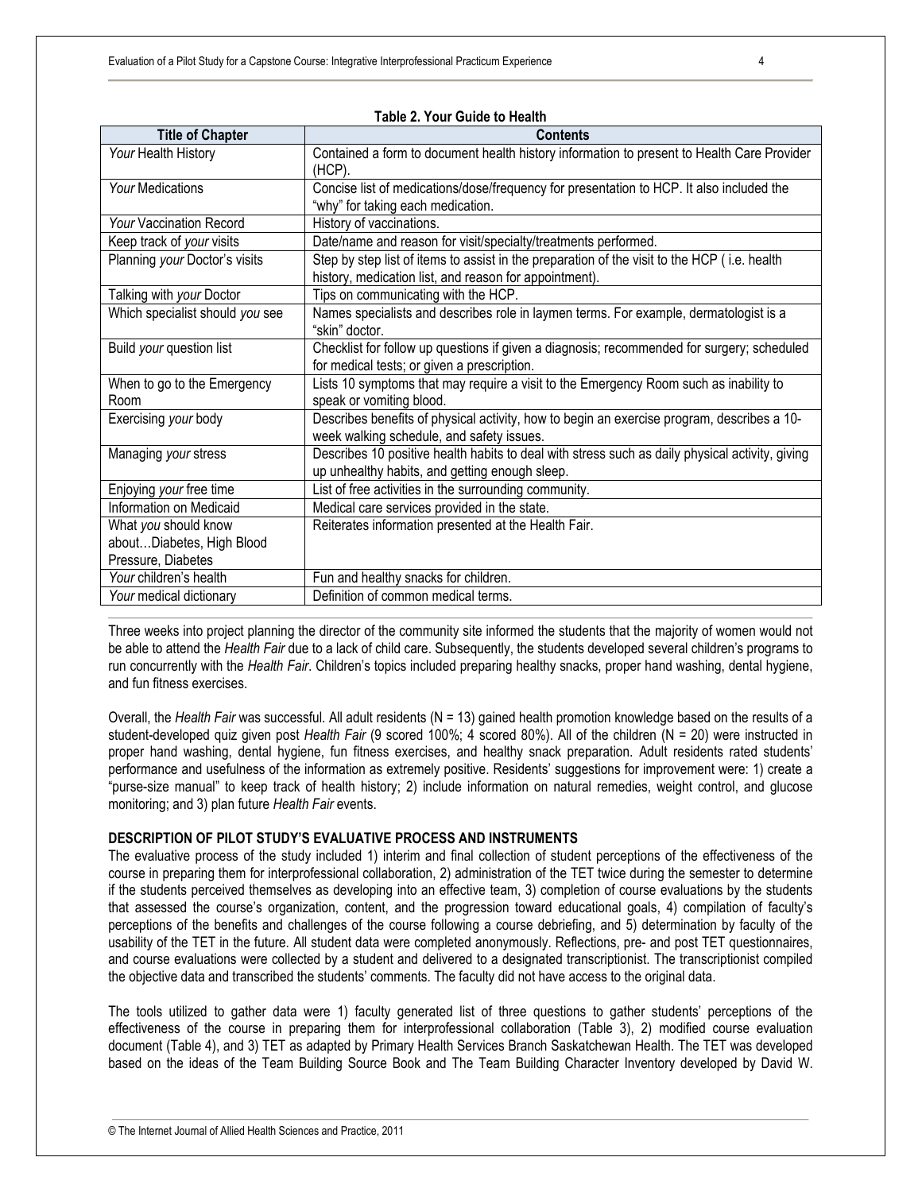**Table 2. Your Guide to Health**

| Title of Chapter | Contents |
|---|---|
| *Your* Health History | Contained a form to document health history information to present to Health Care Provider (HCP). |
| *Your* Medications | Concise list of medications/dose/frequency for presentation to HCP. It also included the "why" for taking each medication. |
| *Your* Vaccination Record | History of vaccinations. |
| Keep track of *your* visits | Date/name and reason for visit/specialty/treatments performed. |
| Planning *your* Doctor's visits | Step by step list of items to assist in the preparation of the visit to the HCP ( i.e. health history, medication list, and reason for appointment). |
| Talking with *your* Doctor | Tips on communicating with the HCP. |
| Which specialist should *you* see | Names specialists and describes role in laymen terms. For example, dermatologist is a "skin" doctor. |
| Build *your* question list | Checklist for follow up questions if given a diagnosis; recommended for surgery; scheduled for medical tests; or given a prescription. |
| When to go to the Emergency Room | Lists 10 symptoms that may require a visit to the Emergency Room such as inability to speak or vomiting blood. |
| Exercising *your* body | Describes benefits of physical activity, how to begin an exercise program, describes a 10-week walking schedule, and safety issues. |
| Managing *your* stress | Describes 10 positive health habits to deal with stress such as daily physical activity, giving up unhealthy habits, and getting enough sleep. |
| Enjoying *your* free time | List of free activities in the surrounding community. |
| Information on Medicaid | Medical care services provided in the state. |
| What *you* should know about…Diabetes, High Blood Pressure, Diabetes | Reiterates information presented at the Health Fair. |
| *Your* children's health | Fun and healthy snacks for children. |
| *Your* medical dictionary | Definition of common medical terms. |

Three weeks into project planning the director of the community site informed the students that the majority of women would not be able to attend the *Health Fair* due to a lack of child care. Subsequently, the students developed several children's programs to run concurrently with the *Health Fair*. Children's topics included preparing healthy snacks, proper hand washing, dental hygiene, and fun fitness exercises.

Overall, the *Health Fair* was successful. All adult residents (N = 13) gained health promotion knowledge based on the results of a student-developed quiz given post *Health Fair* (9 scored 100%; 4 scored 80%). All of the children (N = 20) were instructed in proper hand washing, dental hygiene, fun fitness exercises, and healthy snack preparation. Adult residents rated students' performance and usefulness of the information as extremely positive. Residents' suggestions for improvement were: 1) create a "purse-size manual" to keep track of health history; 2) include information on natural remedies, weight control, and glucose monitoring; and 3) plan future *Health Fair* events.

## DESCRIPTION OF PILOT STUDY'S EVALUATIVE PROCESS AND INSTRUMENTS

The evaluative process of the study included 1) interim and final collection of student perceptions of the effectiveness of the course in preparing them for interprofessional collaboration, 2) administration of the TET twice during the semester to determine if the students perceived themselves as developing into an effective team, 3) completion of course evaluations by the students that assessed the course's organization, content, and the progression toward educational goals, 4) compilation of faculty's perceptions of the benefits and challenges of the course following a course debriefing, and 5) determination by faculty of the usability of the TET in the future. All student data were completed anonymously. Reflections, pre- and post TET questionnaires, and course evaluations were collected by a student and delivered to a designated transcriptionist. The transcriptionist compiled the objective data and transcribed the students' comments. The faculty did not have access to the original data.

The tools utilized to gather data were 1) faculty generated list of three questions to gather students' perceptions of the effectiveness of the course in preparing them for interprofessional collaboration (Table 3), 2) modified course evaluation document (Table 4), and 3) TET as adapted by Primary Health Services Branch Saskatchewan Health. The TET was developed based on the ideas of the Team Building Source Book and The Team Building Character Inventory developed by David W.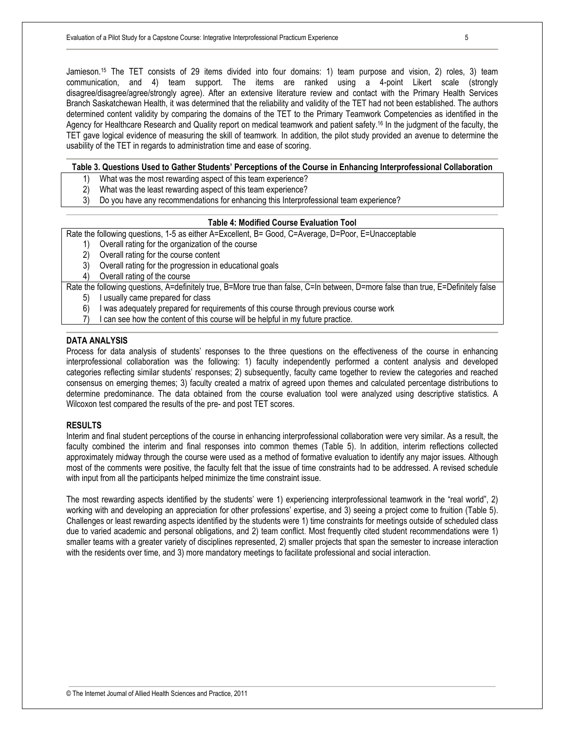Jamieson.[15] The TET consists of 29 items divided into four domains: 1) team purpose and vision, 2) roles, 3) team communication, and 4) team support. The items are ranked using a 4-point Likert scale (strongly disagree/disagree/agree/strongly agree). After an extensive literature review and contact with the Primary Health Services Branch Saskatchewan Health, it was determined that the reliability and validity of the TET had not been established. The authors determined content validity by comparing the domains of the TET to the Primary Teamwork Competencies as identified in the Agency for Healthcare Research and Quality report on medical teamwork and patient safety.[16] In the judgment of the faculty, the TET gave logical evidence of measuring the skill of teamwork. In addition, the pilot study provided an avenue to determine the usability of the TET in regards to administration time and ease of scoring.

**Table 3. Questions Used to Gather Students' Perceptions of the Course in Enhancing Interprofessional Collaboration**

1) What was the most rewarding aspect of this team experience?
2) What was the least rewarding aspect of this team experience?
3) Do you have any recommendations for enhancing this Interprofessional team experience?

**Table 4: Modified Course Evaluation Tool**

Rate the following questions, 1-5 as either A=Excellent, B= Good, C=Average, D=Poor, E=Unacceptable

1) Overall rating for the organization of the course
2) Overall rating for the course content
3) Overall rating for the progression in educational goals
4) Overall rating of the course

Rate the following questions, A=definitely true, B=More true than false, C=In between, D=more false than true, E=Definitely false

5) I usually came prepared for class
6) I was adequately prepared for requirements of this course through previous course work
7) I can see how the content of this course will be helpful in my future practice.

## DATA ANALYSIS

Process for data analysis of students' responses to the three questions on the effectiveness of the course in enhancing interprofessional collaboration was the following: 1) faculty independently performed a content analysis and developed categories reflecting similar students' responses; 2) subsequently, faculty came together to review the categories and reached consensus on emerging themes; 3) faculty created a matrix of agreed upon themes and calculated percentage distributions to determine predominance. The data obtained from the course evaluation tool were analyzed using descriptive statistics. A Wilcoxon test compared the results of the pre- and post TET scores.

## RESULTS

Interim and final student perceptions of the course in enhancing interprofessional collaboration were very similar. As a result, the faculty combined the interim and final responses into common themes (Table 5). In addition, interim reflections collected approximately midway through the course were used as a method of formative evaluation to identify any major issues. Although most of the comments were positive, the faculty felt that the issue of time constraints had to be addressed. A revised schedule with input from all the participants helped minimize the time constraint issue.

The most rewarding aspects identified by the students' were 1) experiencing interprofessional teamwork in the "real world", 2) working with and developing an appreciation for other professions' expertise, and 3) seeing a project come to fruition (Table 5). Challenges or least rewarding aspects identified by the students were 1) time constraints for meetings outside of scheduled class due to varied academic and personal obligations, and 2) team conflict. Most frequently cited student recommendations were 1) smaller teams with a greater variety of disciplines represented, 2) smaller projects that span the semester to increase interaction with the residents over time, and 3) more mandatory meetings to facilitate professional and social interaction.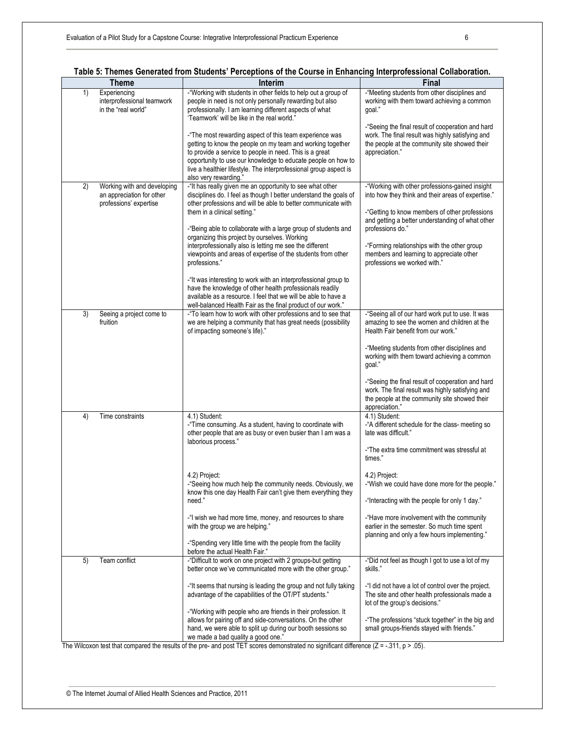**Table 5: Themes Generated from Students' Perceptions of the Course in Enhancing Interprofessional Collaboration.**

| Theme | Interim | Final |
|---|---|---|
| 1) Experiencing interprofessional teamwork in the "real world" | -"Working with students in other fields to help out a group of people in need is not only personally rewarding but also professionally. I am learning different aspects of what 'Teamwork' will be like in the real world."<br><br>-"The most rewarding aspect of this team experience was getting to know the people on my team and working together to provide a service to people in need. This is a great opportunity to use our knowledge to educate people on how to live a healthier lifestyle. The interprofessional group aspect is also very rewarding." | -"Meeting students from other disciplines and working with them toward achieving a common goal."<br><br>-"Seeing the final result of cooperation and hard work. The final result was highly satisfying and the people at the community site showed their appreciation." |
| 2) Working with and developing an appreciation for other professions' expertise | -"It has really given me an opportunity to see what other disciplines do. I feel as though I better understand the goals of other professions and will be able to better communicate with them in a clinical setting."<br><br>-"Being able to collaborate with a large group of students and organizing this project by ourselves. Working interprofessionally also is letting me see the different viewpoints and areas of expertise of the students from other professions."<br><br>-"It was interesting to work with an interprofessional group to have the knowledge of other health professionals readily available as a resource. I feel that we will be able to have a well-balanced Health Fair as the final product of our work." | -"Working with other professions-gained insight into how they think and their areas of expertise."<br><br>-"Getting to know members of other professions and getting a better understanding of what other professions do."<br><br>-"Forming relationships with the other group members and learning to appreciate other professions we worked with." |
| 3) Seeing a project come to fruition | -"To learn how to work with other professions and to see that we are helping a community that has great needs (possibility of impacting someone's life)." | -"Seeing all of our hard work put to use. It was amazing to see the women and children at the Health Fair benefit from our work."<br><br>-"Meeting students from other disciplines and working with them toward achieving a common goal."<br><br>-"Seeing the final result of cooperation and hard work. The final result was highly satisfying and the people at the community site showed their appreciation." |
| 4) Time constraints | 4.1) Student:<br>-"Time consuming. As a student, having to coordinate with other people that are as busy or even busier than I am was a laborious process."<br><br>4.2) Project:<br>-"Seeing how much help the community needs. Obviously, we know this one day Health Fair can't give them everything they need."<br><br>-"I wish we had more time, money, and resources to share with the group we are helping."<br><br>-"Spending very little time with the people from the facility before the actual Health Fair." | 4.1) Student:<br>-"A different schedule for the class- meeting so late was difficult."<br><br>-"The extra time commitment was stressful at times."<br><br>4.2) Project:<br>-"Wish we could have done more for the people."<br><br>-"Interacting with the people for only 1 day."<br><br>-"Have more involvement with the community earlier in the semester. So much time spent planning and only a few hours implementing." |
| 5) Team conflict | -"Difficult to work on one project with 2 groups-but getting better once we've communicated more with the other group."<br><br>-"It seems that nursing is leading the group and not fully taking advantage of the capabilities of the OT/PT students."<br><br>-"Working with people who are friends in their profession. It allows for pairing off and side-conversations. On the other hand, we were able to split up during our booth sessions so we made a bad quality a good one." | -"Did not feel as though I got to use a lot of my skills."<br><br>-"I did not have a lot of control over the project. The site and other health professionals made a lot of the group's decisions."<br><br>-"The professions "stuck together" in the big and small groups-friends stayed with friends." |

The Wilcoxon test that compared the results of the pre- and post TET scores demonstrated no significant difference ($Z = -.311$, $p > .05$).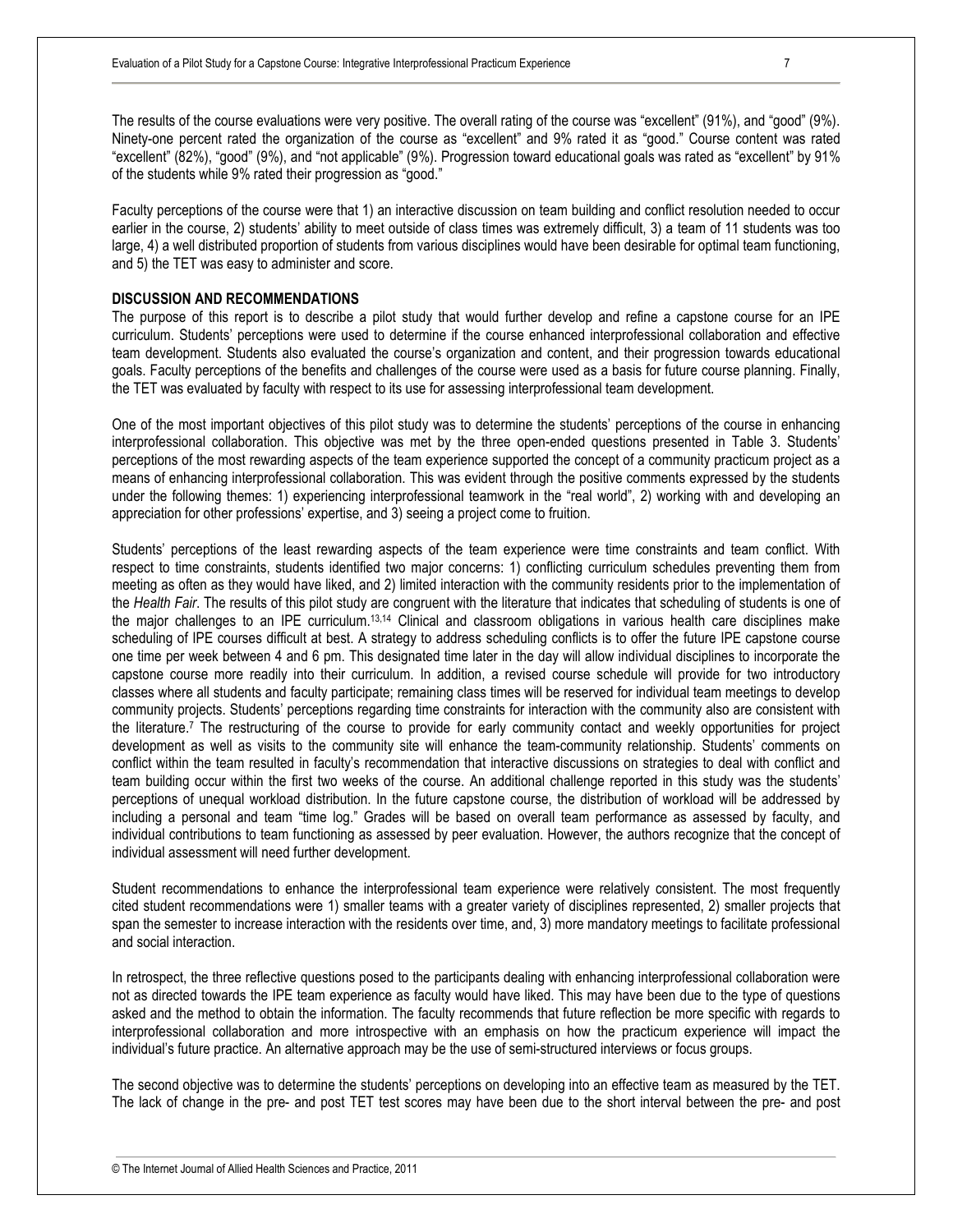The results of the course evaluations were very positive. The overall rating of the course was "excellent" (91%), and "good" (9%). Ninety-one percent rated the organization of the course as "excellent" and 9% rated it as "good." Course content was rated "excellent" (82%), "good" (9%), and "not applicable" (9%). Progression toward educational goals was rated as "excellent" by 91% of the students while 9% rated their progression as "good."

Faculty perceptions of the course were that 1) an interactive discussion on team building and conflict resolution needed to occur earlier in the course, 2) students' ability to meet outside of class times was extremely difficult, 3) a team of 11 students was too large, 4) a well distributed proportion of students from various disciplines would have been desirable for optimal team functioning, and 5) the TET was easy to administer and score.

## DISCUSSION AND RECOMMENDATIONS

The purpose of this report is to describe a pilot study that would further develop and refine a capstone course for an IPE curriculum. Students' perceptions were used to determine if the course enhanced interprofessional collaboration and effective team development. Students also evaluated the course's organization and content, and their progression towards educational goals. Faculty perceptions of the benefits and challenges of the course were used as a basis for future course planning. Finally, the TET was evaluated by faculty with respect to its use for assessing interprofessional team development.

One of the most important objectives of this pilot study was to determine the students' perceptions of the course in enhancing interprofessional collaboration. This objective was met by the three open-ended questions presented in Table 3. Students' perceptions of the most rewarding aspects of the team experience supported the concept of a community practicum project as a means of enhancing interprofessional collaboration. This was evident through the positive comments expressed by the students under the following themes: 1) experiencing interprofessional teamwork in the "real world", 2) working with and developing an appreciation for other professions' expertise, and 3) seeing a project come to fruition.

Students' perceptions of the least rewarding aspects of the team experience were time constraints and team conflict. With respect to time constraints, students identified two major concerns: 1) conflicting curriculum schedules preventing them from meeting as often as they would have liked, and 2) limited interaction with the community residents prior to the implementation of the *Health Fair*. The results of this pilot study are congruent with the literature that indicates that scheduling of students is one of the major challenges to an IPE curriculum.[13,14] Clinical and classroom obligations in various health care disciplines make scheduling of IPE courses difficult at best. A strategy to address scheduling conflicts is to offer the future IPE capstone course one time per week between 4 and 6 pm. This designated time later in the day will allow individual disciplines to incorporate the capstone course more readily into their curriculum. In addition, a revised course schedule will provide for two introductory classes where all students and faculty participate; remaining class times will be reserved for individual team meetings to develop community projects. Students' perceptions regarding time constraints for interaction with the community also are consistent with the literature.[7] The restructuring of the course to provide for early community contact and weekly opportunities for project development as well as visits to the community site will enhance the team-community relationship. Students' comments on conflict within the team resulted in faculty's recommendation that interactive discussions on strategies to deal with conflict and team building occur within the first two weeks of the course. An additional challenge reported in this study was the students' perceptions of unequal workload distribution. In the future capstone course, the distribution of workload will be addressed by including a personal and team "time log." Grades will be based on overall team performance as assessed by faculty, and individual contributions to team functioning as assessed by peer evaluation. However, the authors recognize that the concept of individual assessment will need further development.

Student recommendations to enhance the interprofessional team experience were relatively consistent. The most frequently cited student recommendations were 1) smaller teams with a greater variety of disciplines represented, 2) smaller projects that span the semester to increase interaction with the residents over time, and, 3) more mandatory meetings to facilitate professional and social interaction.

In retrospect, the three reflective questions posed to the participants dealing with enhancing interprofessional collaboration were not as directed towards the IPE team experience as faculty would have liked. This may have been due to the type of questions asked and the method to obtain the information. The faculty recommends that future reflection be more specific with regards to interprofessional collaboration and more introspective with an emphasis on how the practicum experience will impact the individual's future practice. An alternative approach may be the use of semi-structured interviews or focus groups.

The second objective was to determine the students' perceptions on developing into an effective team as measured by the TET. The lack of change in the pre- and post TET test scores may have been due to the short interval between the pre- and post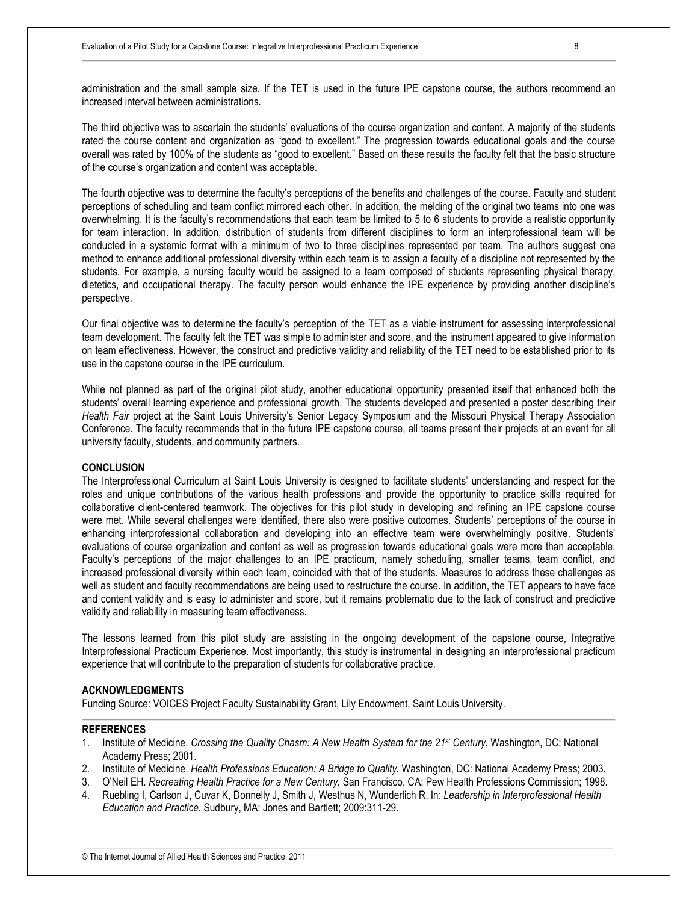administration and the small sample size. If the TET is used in the future IPE capstone course, the authors recommend an increased interval between administrations.

The third objective was to ascertain the students' evaluations of the course organization and content. A majority of the students rated the course content and organization as "good to excellent." The progression towards educational goals and the course overall was rated by 100% of the students as "good to excellent." Based on these results the faculty felt that the basic structure of the course's organization and content was acceptable.

The fourth objective was to determine the faculty's perceptions of the benefits and challenges of the course. Faculty and student perceptions of scheduling and team conflict mirrored each other. In addition, the melding of the original two teams into one was overwhelming. It is the faculty's recommendations that each team be limited to 5 to 6 students to provide a realistic opportunity for team interaction. In addition, distribution of students from different disciplines to form an interprofessional team will be conducted in a systemic format with a minimum of two to three disciplines represented per team. The authors suggest one method to enhance additional professional diversity within each team is to assign a faculty of a discipline not represented by the students. For example, a nursing faculty would be assigned to a team composed of students representing physical therapy, dietetics, and occupational therapy. The faculty person would enhance the IPE experience by providing another discipline's perspective.

Our final objective was to determine the faculty's perception of the TET as a viable instrument for assessing interprofessional team development. The faculty felt the TET was simple to administer and score, and the instrument appeared to give information on team effectiveness. However, the construct and predictive validity and reliability of the TET need to be established prior to its use in the capstone course in the IPE curriculum.

While not planned as part of the original pilot study, another educational opportunity presented itself that enhanced both the students' overall learning experience and professional growth. The students developed and presented a poster describing their *Health Fair* project at the Saint Louis University's Senior Legacy Symposium and the Missouri Physical Therapy Association Conference. The faculty recommends that in the future IPE capstone course, all teams present their projects at an event for all university faculty, students, and community partners.

## CONCLUSION

The Interprofessional Curriculum at Saint Louis University is designed to facilitate students' understanding and respect for the roles and unique contributions of the various health professions and provide the opportunity to practice skills required for collaborative client-centered teamwork. The objectives for this pilot study in developing and refining an IPE capstone course were met. While several challenges were identified, there also were positive outcomes. Students' perceptions of the course in enhancing interprofessional collaboration and developing into an effective team were overwhelmingly positive. Students' evaluations of course organization and content as well as progression towards educational goals were more than acceptable. Faculty's perceptions of the major challenges to an IPE practicum, namely scheduling, smaller teams, team conflict, and increased professional diversity within each team, coincided with that of the students. Measures to address these challenges as well as student and faculty recommendations are being used to restructure the course. In addition, the TET appears to have face and content validity and is easy to administer and score, but it remains problematic due to the lack of construct and predictive validity and reliability in measuring team effectiveness.

The lessons learned from this pilot study are assisting in the ongoing development of the capstone course, Integrative Interprofessional Practicum Experience. Most importantly, this study is instrumental in designing an interprofessional practicum experience that will contribute to the preparation of students for collaborative practice.

## ACKNOWLEDGMENTS

Funding Source: VOICES Project Faculty Sustainability Grant, Lily Endowment, Saint Louis University.

## REFERENCES

1. Institute of Medicine. *Crossing the Quality Chasm: A New Health System for the 21st Century.* Washington, DC: National Academy Press; 2001.
2. Institute of Medicine. *Health Professions Education: A Bridge to Quality.* Washington, DC: National Academy Press; 2003.
3. O'Neil EH. *Recreating Health Practice for a New Century.* San Francisco, CA: Pew Health Professions Commission; 1998.
4. Ruebling I, Carlson J, Cuvar K, Donnelly J, Smith J, Westhus N, Wunderlich R. In: *Leadership in Interprofessional Health Education and Practice*. Sudbury, MA: Jones and Bartlett; 2009:311-29.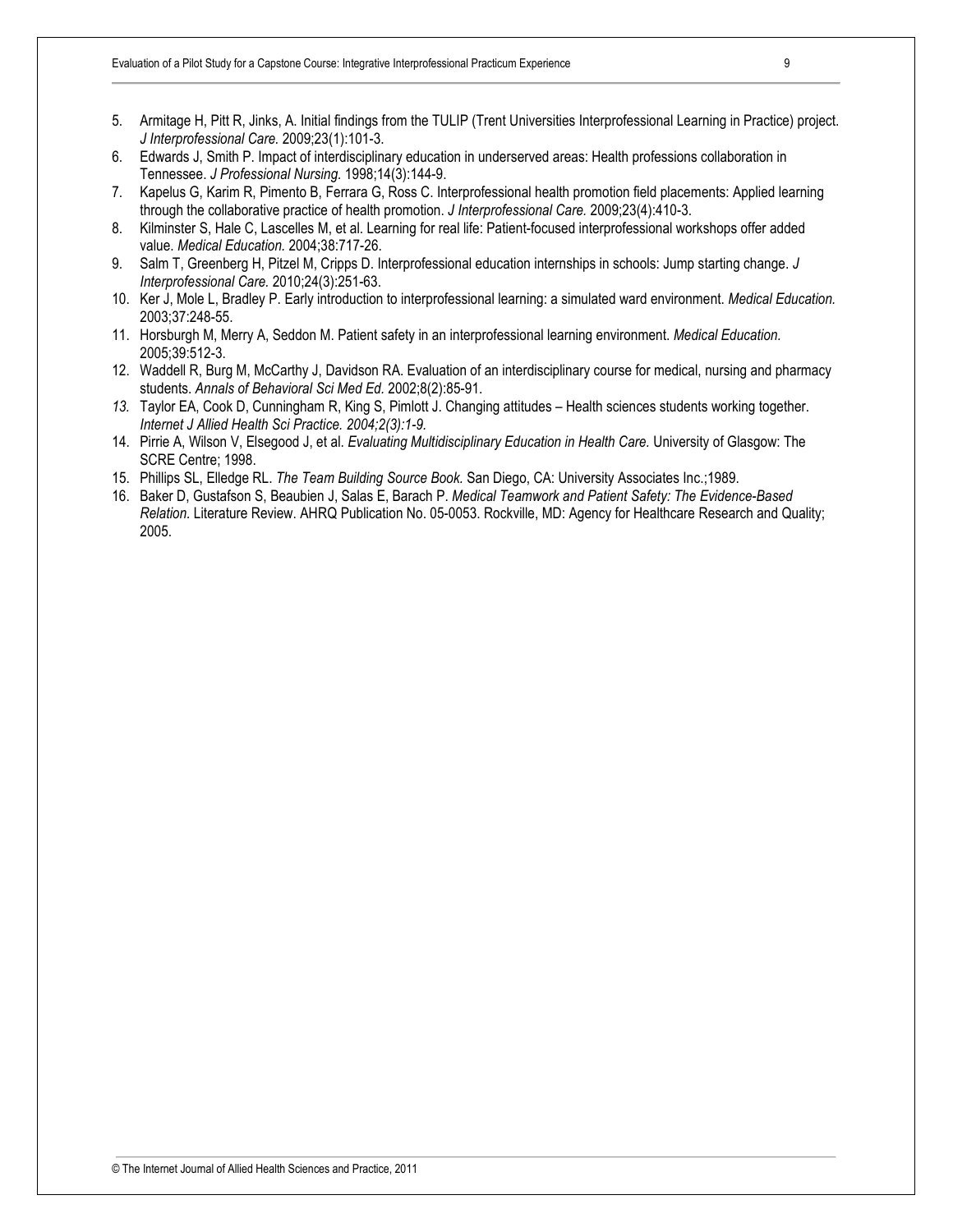5. Armitage H, Pitt R, Jinks, A. Initial findings from the TULIP (Trent Universities Interprofessional Learning in Practice) project. *J Interprofessional Care.* 2009;23(1):101-3.
6. Edwards J, Smith P. Impact of interdisciplinary education in underserved areas: Health professions collaboration in Tennessee. *J Professional Nursing.* 1998;14(3):144-9.
7. Kapelus G, Karim R, Pimento B, Ferrara G, Ross C. Interprofessional health promotion field placements: Applied learning through the collaborative practice of health promotion. *J Interprofessional Care.* 2009;23(4):410-3.
8. Kilminster S, Hale C, Lascelles M, et al. Learning for real life: Patient-focused interprofessional workshops offer added value. *Medical Education.* 2004;38:717-26.
9. Salm T, Greenberg H, Pitzel M, Cripps D. Interprofessional education internships in schools: Jump starting change. *J Interprofessional Care.* 2010;24(3):251-63.
10. Ker J, Mole L, Bradley P. Early introduction to interprofessional learning: a simulated ward environment. *Medical Education.* 2003;37:248-55.
11. Horsburgh M, Merry A, Seddon M. Patient safety in an interprofessional learning environment. *Medical Education.* 2005;39:512-3.
12. Waddell R, Burg M, McCarthy J, Davidson RA. Evaluation of an interdisciplinary course for medical, nursing and pharmacy students. *Annals of Behavioral Sci Med Ed.* 2002;8(2):85-91.
13. Taylor EA, Cook D, Cunningham R, King S, Pimlott J. Changing attitudes – Health sciences students working together. *Internet J Allied Health Sci Practice. 2004;2(3):1-9.*
14. Pirrie A, Wilson V, Elsegood J, et al. *Evaluating Multidisciplinary Education in Health Care.* University of Glasgow: The SCRE Centre; 1998.
15. Phillips SL, Elledge RL. *The Team Building Source Book.* San Diego, CA: University Associates Inc.;1989.
16. Baker D, Gustafson S, Beaubien J, Salas E, Barach P. *Medical Teamwork and Patient Safety: The Evidence-Based Relation.* Literature Review. AHRQ Publication No. 05-0053. Rockville, MD: Agency for Healthcare Research and Quality; 2005.